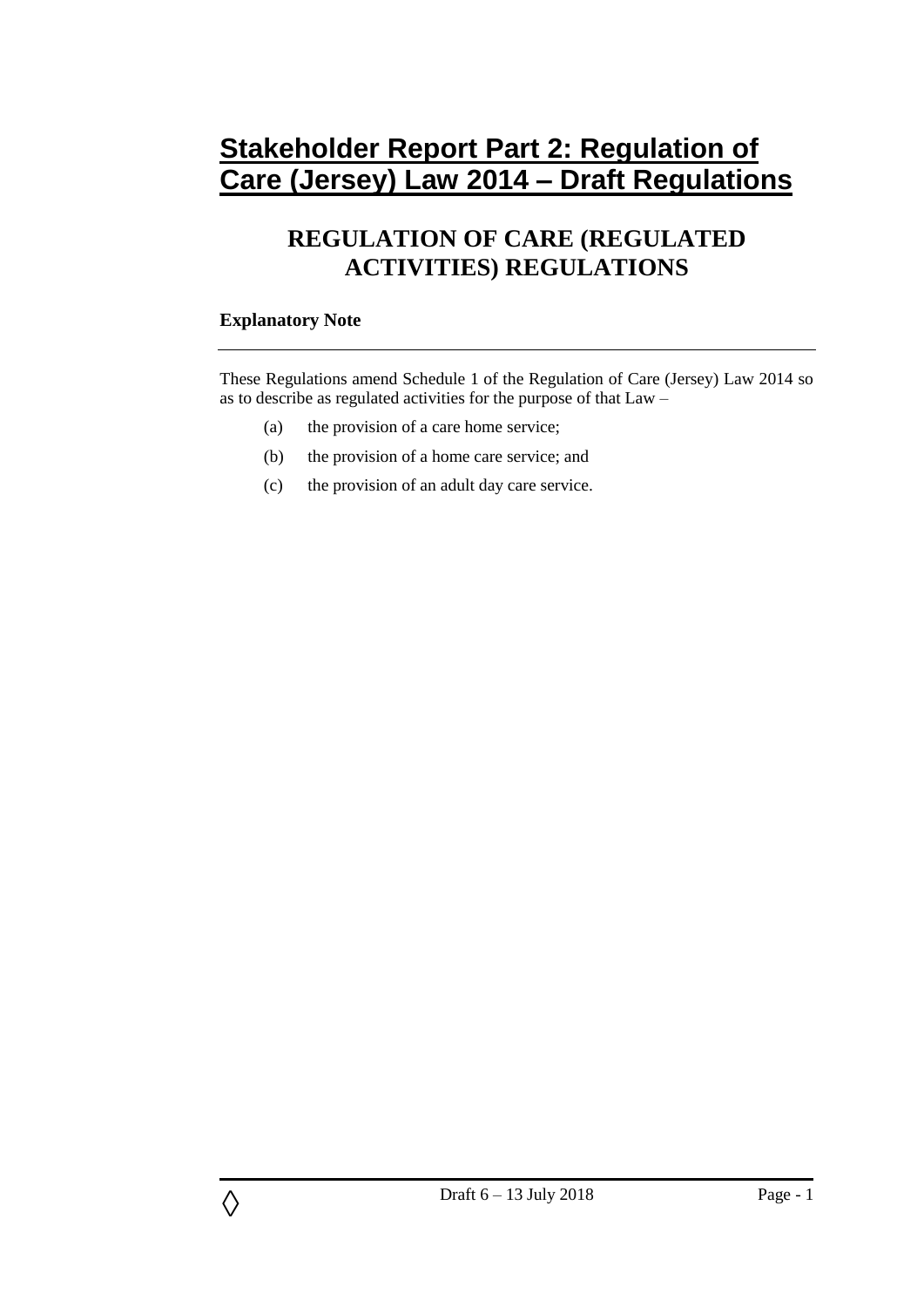# Stakeholder Report Part 2: Regulation of Care (Jersey) Law 2014 – Draft Regulations

## REGULATION OF CARE (REGULATED ACTIVITIES) REGULATIONS

**Explanatory Note**

---

These Regulations amend Schedule 1 of the Regulation of Care (Jersey) Law 2014 so as to describe as regulated activities for the purpose of that Law –

(a) the provision of a care home service;

(b) the provision of a home care service; and

(c) the provision of an adult day care service.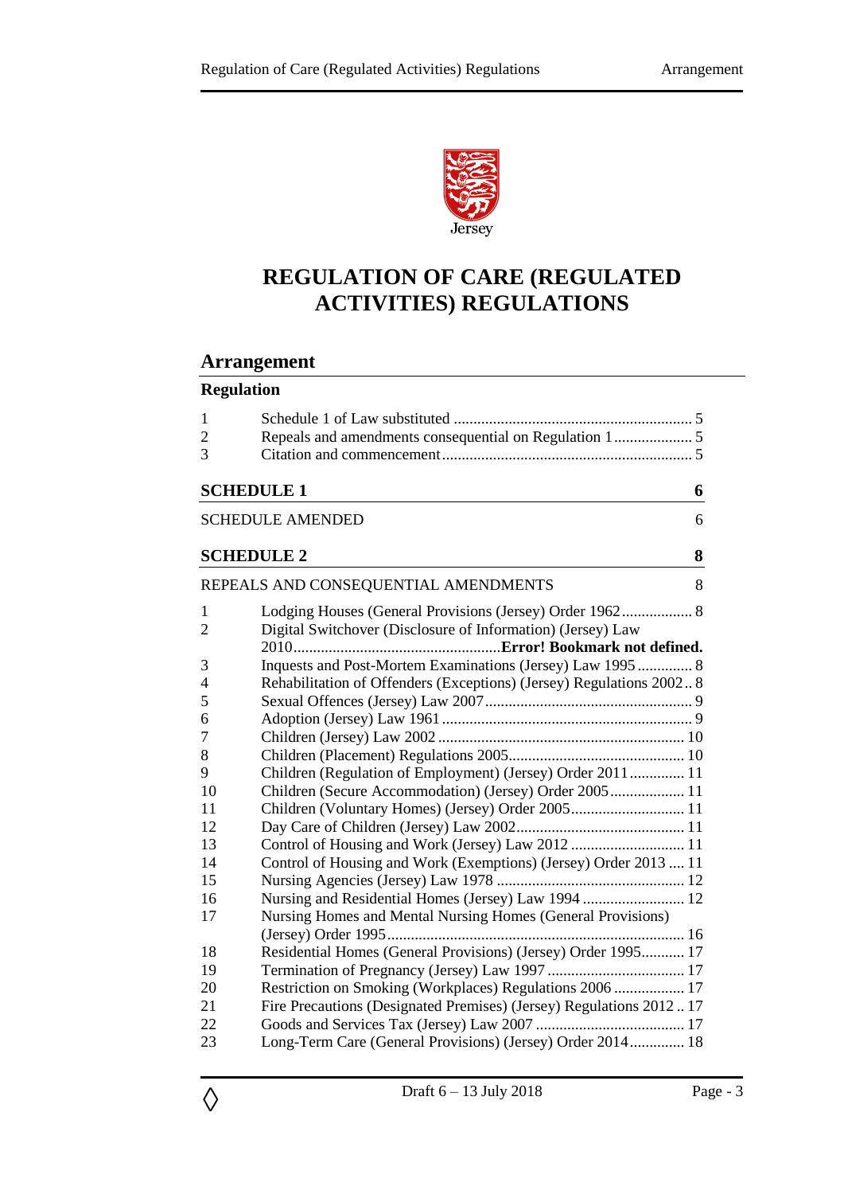# REGULATION OF CARE (REGULATED ACTIVITIES) REGULATIONS

## Arrangement

**Regulation**

| | | |
|---|---|---|
| 1 | Schedule 1 of Law substituted | 5 |
| 2 | Repeals and amendments consequential on Regulation 1 | 5 |
| 3 | Citation and commencement | 5 |

**SCHEDULE 1** 6

SCHEDULE AMENDED 6

**SCHEDULE 2** 8

REPEALS AND CONSEQUENTIAL AMENDMENTS 8

| | | |
|---|---|---|
| 1 | Lodging Houses (General Provisions) (Jersey) Order 1962 | 8 |
| 2 | Digital Switchover (Disclosure of Information) (Jersey) Law 2010 | **Error! Bookmark not defined.** |
| 3 | Inquests and Post-Mortem Examinations (Jersey) Law 1995 | 8 |
| 4 | Rehabilitation of Offenders (Exceptions) (Jersey) Regulations 2002 | 8 |
| 5 | Sexual Offences (Jersey) Law 2007 | 9 |
| 6 | Adoption (Jersey) Law 1961 | 9 |
| 7 | Children (Jersey) Law 2002 | 10 |
| 8 | Children (Placement) Regulations 2005 | 10 |
| 9 | Children (Regulation of Employment) (Jersey) Order 2011 | 11 |
| 10 | Children (Secure Accommodation) (Jersey) Order 2005 | 11 |
| 11 | Children (Voluntary Homes) (Jersey) Order 2005 | 11 |
| 12 | Day Care of Children (Jersey) Law 2002 | 11 |
| 13 | Control of Housing and Work (Jersey) Law 2012 | 11 |
| 14 | Control of Housing and Work (Exemptions) (Jersey) Order 2013 | 11 |
| 15 | Nursing Agencies (Jersey) Law 1978 | 12 |
| 16 | Nursing and Residential Homes (Jersey) Law 1994 | 12 |
| 17 | Nursing Homes and Mental Nursing Homes (General Provisions) (Jersey) Order 1995 | 16 |
| 18 | Residential Homes (General Provisions) (Jersey) Order 1995 | 17 |
| 19 | Termination of Pregnancy (Jersey) Law 1997 | 17 |
| 20 | Restriction on Smoking (Workplaces) Regulations 2006 | 17 |
| 21 | Fire Precautions (Designated Premises) (Jersey) Regulations 2012 | 17 |
| 22 | Goods and Services Tax (Jersey) Law 2007 | 17 |
| 23 | Long-Term Care (General Provisions) (Jersey) Order 2014 | 18 |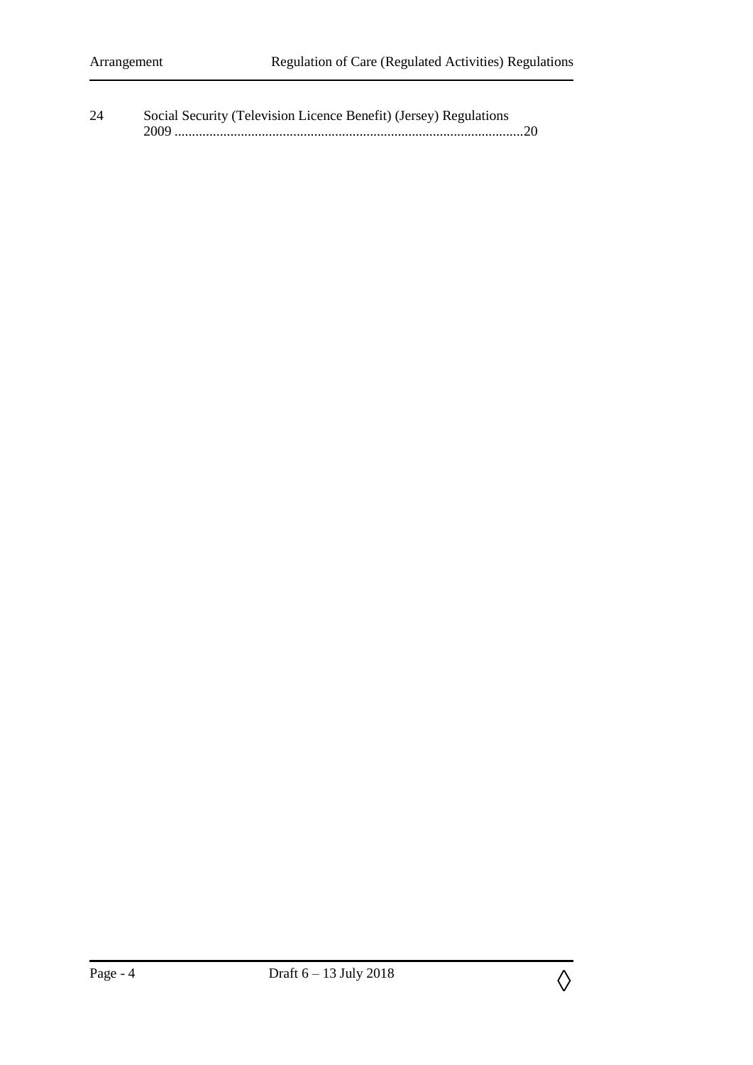24 Social Security (Television Licence Benefit) (Jersey) Regulations 2009 ....................................................................................................20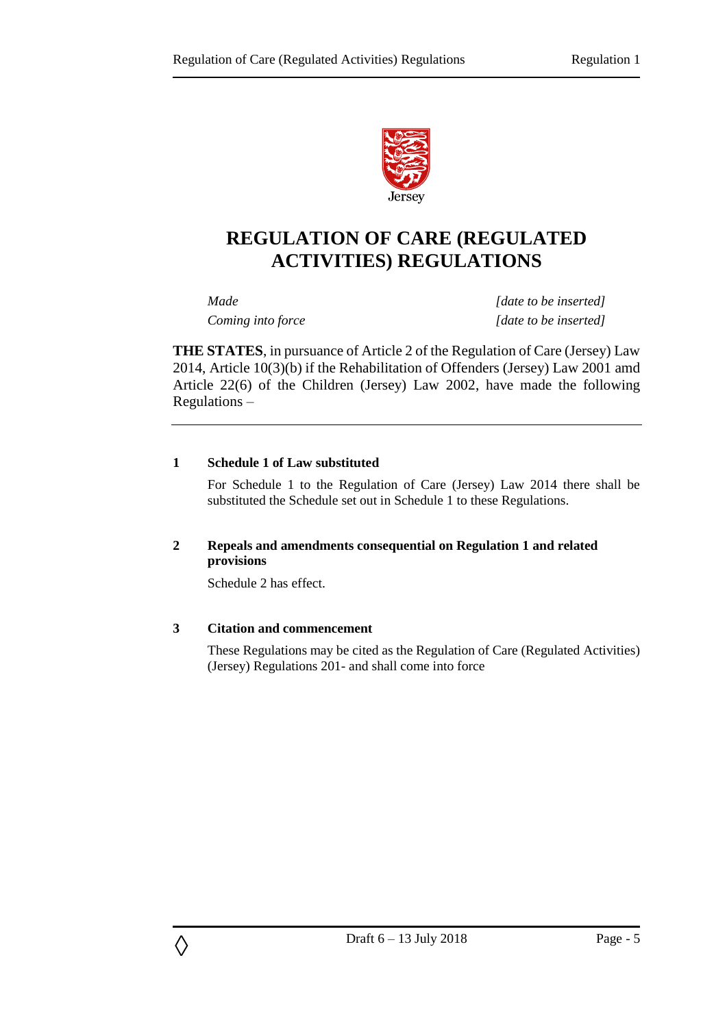Jersey

# REGULATION OF CARE (REGULATED ACTIVITIES) REGULATIONS

| | |
|---|---|
| *Made* | *[date to be inserted]* |
| *Coming into force* | *[date to be inserted]* |

**THE STATES**, in pursuance of Article 2 of the Regulation of Care (Jersey) Law 2014, Article 10(3)(b) if the Rehabilitation of Offenders (Jersey) Law 2001 amd Article 22(6) of the Children (Jersey) Law 2002, have made the following Regulations –

**1 Schedule 1 of Law substituted**

For Schedule 1 to the Regulation of Care (Jersey) Law 2014 there shall be substituted the Schedule set out in Schedule 1 to these Regulations.

**2 Repeals and amendments consequential on Regulation 1 and related provisions**

Schedule 2 has effect.

**3 Citation and commencement**

These Regulations may be cited as the Regulation of Care (Regulated Activities) (Jersey) Regulations 201- and shall come into force

Draft 6 – 13 July 2018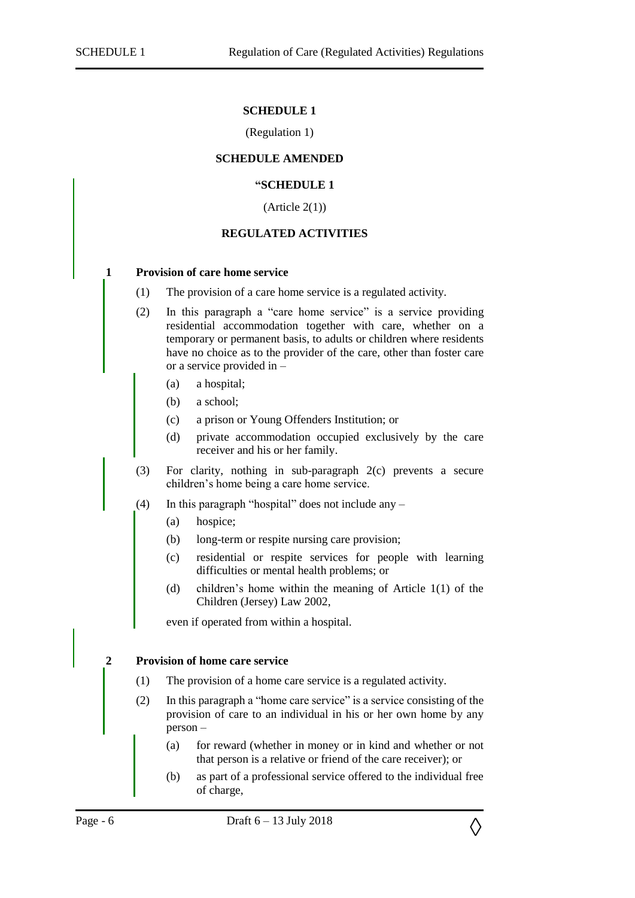# SCHEDULE 1

(Regulation 1)

## SCHEDULE AMENDED

### "SCHEDULE 1

(Article 2(1))

### REGULATED ACTIVITIES

**1 Provision of care home service**

(1) The provision of a care home service is a regulated activity.

(2) In this paragraph a "care home service" is a service providing residential accommodation together with care, whether on a temporary or permanent basis, to adults or children where residents have no choice as to the provider of the care, other than foster care or a service provided in –

(a) a hospital;

(b) a school;

(c) a prison or Young Offenders Institution; or

(d) private accommodation occupied exclusively by the care receiver and his or her family.

(3) For clarity, nothing in sub-paragraph 2(c) prevents a secure children's home being a care home service.

(4) In this paragraph "hospital" does not include any –

(a) hospice;

(b) long-term or respite nursing care provision;

(c) residential or respite services for people with learning difficulties or mental health problems; or

(d) children's home within the meaning of Article 1(1) of the Children (Jersey) Law 2002,

even if operated from within a hospital.

**2 Provision of home care service**

(1) The provision of a home care service is a regulated activity.

(2) In this paragraph a "home care service" is a service consisting of the provision of care to an individual in his or her own home by any person –

(a) for reward (whether in money or in kind and whether or not that person is a relative or friend of the care receiver); or

(b) as part of a professional service offered to the individual free of charge,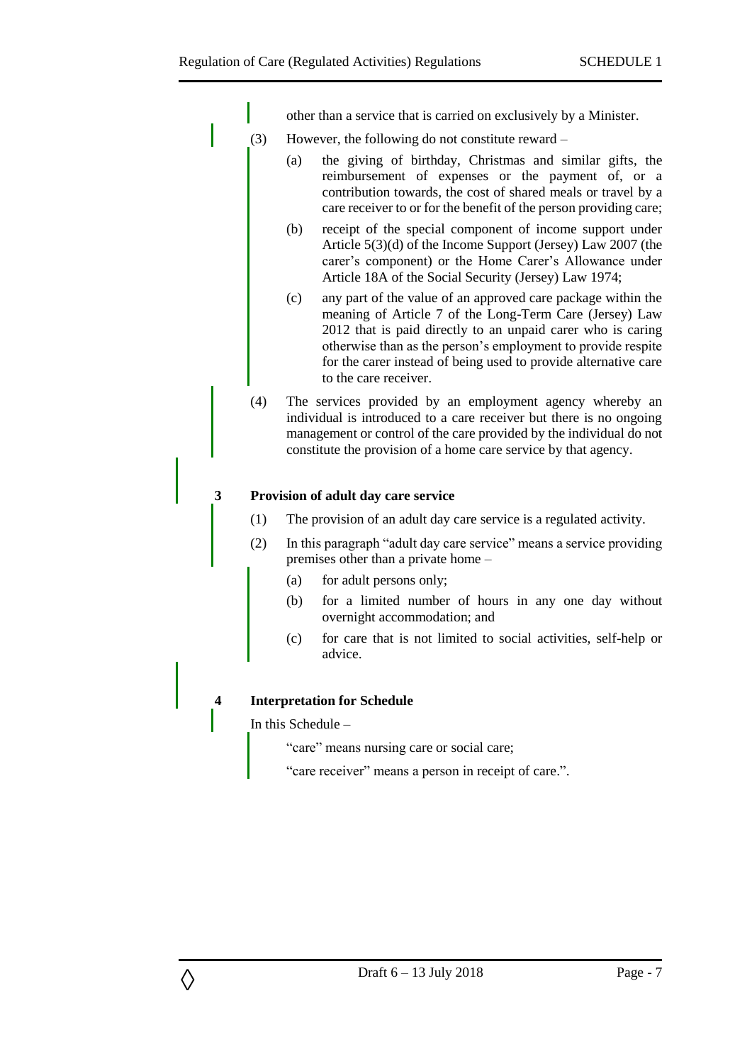other than a service that is carried on exclusively by a Minister.

(3) However, the following do not constitute reward –

(a) the giving of birthday, Christmas and similar gifts, the reimbursement of expenses or the payment of, or a contribution towards, the cost of shared meals or travel by a care receiver to or for the benefit of the person providing care;

(b) receipt of the special component of income support under Article 5(3)(d) of the Income Support (Jersey) Law 2007 (the carer's component) or the Home Carer's Allowance under Article 18A of the Social Security (Jersey) Law 1974;

(c) any part of the value of an approved care package within the meaning of Article 7 of the Long-Term Care (Jersey) Law 2012 that is paid directly to an unpaid carer who is caring otherwise than as the person's employment to provide respite for the carer instead of being used to provide alternative care to the care receiver.

(4) The services provided by an employment agency whereby an individual is introduced to a care receiver but there is no ongoing management or control of the care provided by the individual do not constitute the provision of a home care service by that agency.

### 3 Provision of adult day care service

(1) The provision of an adult day care service is a regulated activity.

(2) In this paragraph "adult day care service" means a service providing premises other than a private home –

(a) for adult persons only;

(b) for a limited number of hours in any one day without overnight accommodation; and

(c) for care that is not limited to social activities, self-help or advice.

### 4 Interpretation for Schedule

In this Schedule –

"care" means nursing care or social care;

"care receiver" means a person in receipt of care.".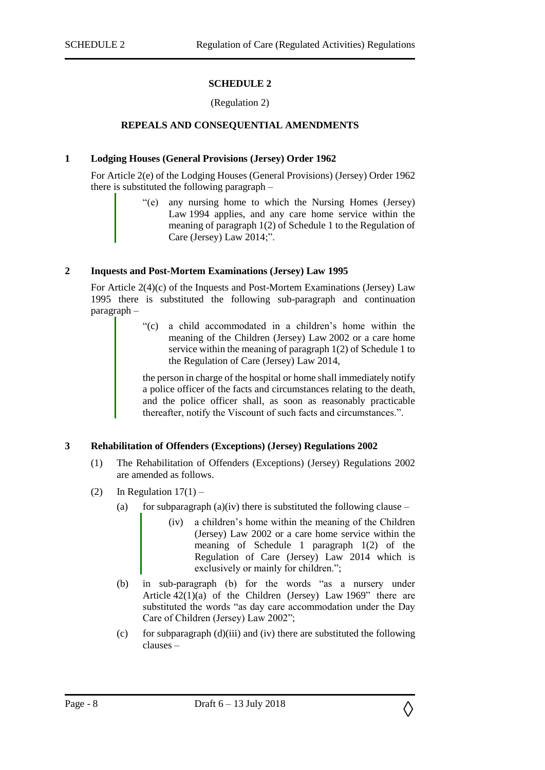## SCHEDULE 2

(Regulation 2)

### REPEALS AND CONSEQUENTIAL AMENDMENTS

**1 Lodging Houses (General Provisions (Jersey) Order 1962**

For Article 2(e) of the Lodging Houses (General Provisions) (Jersey) Order 1962 there is substituted the following paragraph –

> "(e) any nursing home to which the Nursing Homes (Jersey) Law 1994 applies, and any care home service within the meaning of paragraph 1(2) of Schedule 1 to the Regulation of Care (Jersey) Law 2014;".

**2 Inquests and Post-Mortem Examinations (Jersey) Law 1995**

For Article 2(4)(c) of the Inquests and Post-Mortem Examinations (Jersey) Law 1995 there is substituted the following sub-paragraph and continuation paragraph –

> "(c) a child accommodated in a children's home within the meaning of the Children (Jersey) Law 2002 or a care home service within the meaning of paragraph 1(2) of Schedule 1 to the Regulation of Care (Jersey) Law 2014,
>
> the person in charge of the hospital or home shall immediately notify a police officer of the facts and circumstances relating to the death, and the police officer shall, as soon as reasonably practicable thereafter, notify the Viscount of such facts and circumstances.".

**3 Rehabilitation of Offenders (Exceptions) (Jersey) Regulations 2002**

(1) The Rehabilitation of Offenders (Exceptions) (Jersey) Regulations 2002 are amended as follows.

(2) In Regulation 17(1) –

(a) for subparagraph (a)(iv) there is substituted the following clause –

> (iv) a children's home within the meaning of the Children (Jersey) Law 2002 or a care home service within the meaning of Schedule 1 paragraph 1(2) of the Regulation of Care (Jersey) Law 2014 which is exclusively or mainly for children.";

(b) in sub-paragraph (b) for the words "as a nursery under Article 42(1)(a) of the Children (Jersey) Law 1969" there are substituted the words "as day care accommodation under the Day Care of Children (Jersey) Law 2002";

(c) for subparagraph (d)(iii) and (iv) there are substituted the following clauses –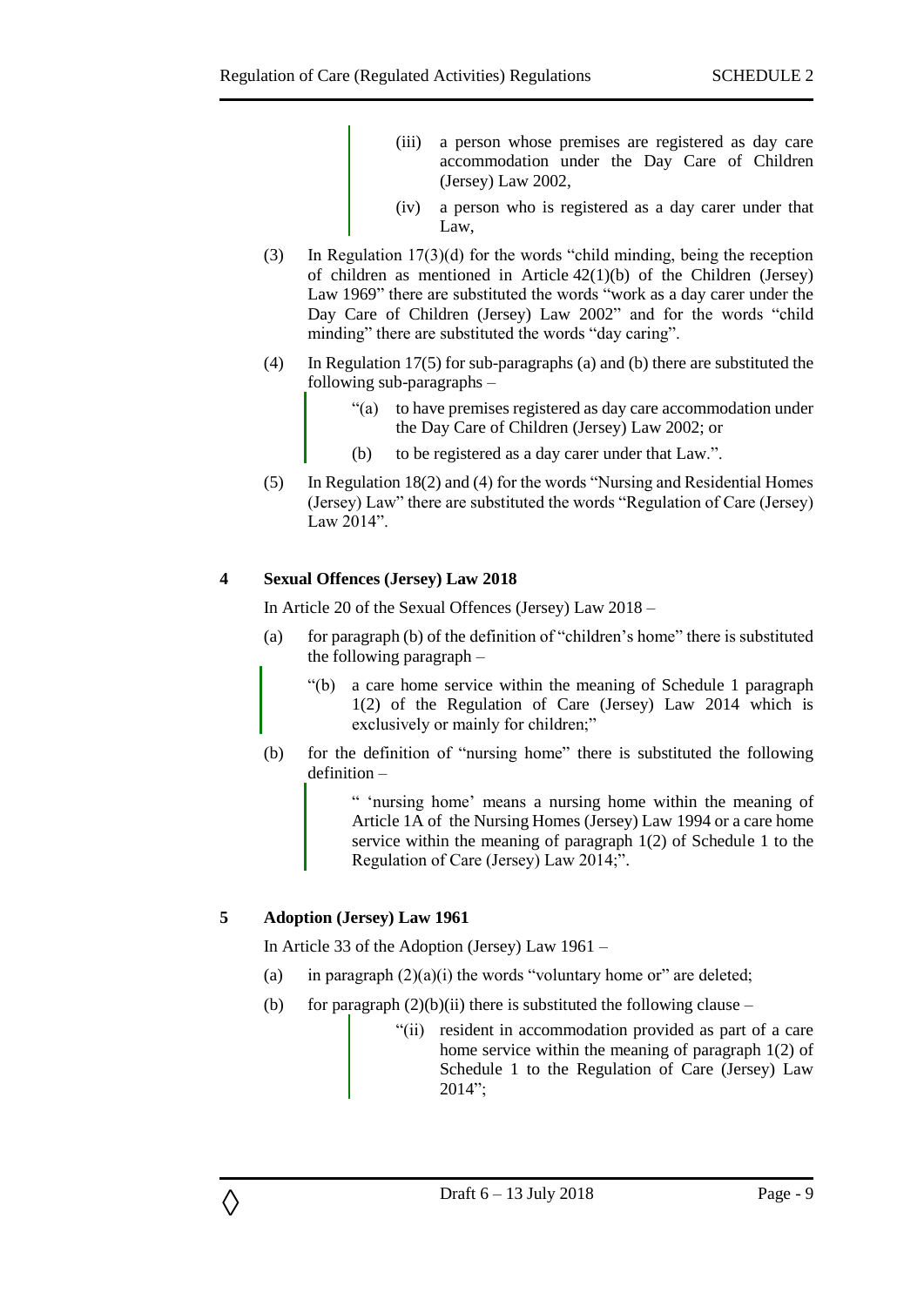(iii) a person whose premises are registered as day care accommodation under the Day Care of Children (Jersey) Law 2002,

(iv) a person who is registered as a day carer under that Law,

(3) In Regulation 17(3)(d) for the words "child minding, being the reception of children as mentioned in Article 42(1)(b) of the Children (Jersey) Law 1969" there are substituted the words "work as a day carer under the Day Care of Children (Jersey) Law 2002" and for the words "child minding" there are substituted the words "day caring".

(4) In Regulation 17(5) for sub-paragraphs (a) and (b) there are substituted the following sub-paragraphs –

> "(a) to have premises registered as day care accommodation under the Day Care of Children (Jersey) Law 2002; or
>
> (b) to be registered as a day carer under that Law.".

(5) In Regulation 18(2) and (4) for the words "Nursing and Residential Homes (Jersey) Law" there are substituted the words "Regulation of Care (Jersey) Law 2014".

### 4 Sexual Offences (Jersey) Law 2018

In Article 20 of the Sexual Offences (Jersey) Law 2018 –

(a) for paragraph (b) of the definition of "children's home" there is substituted the following paragraph –

> "(b) a care home service within the meaning of Schedule 1 paragraph 1(2) of the Regulation of Care (Jersey) Law 2014 which is exclusively or mainly for children;"

(b) for the definition of "nursing home" there is substituted the following definition –

> " 'nursing home' means a nursing home within the meaning of Article 1A of the Nursing Homes (Jersey) Law 1994 or a care home service within the meaning of paragraph 1(2) of Schedule 1 to the Regulation of Care (Jersey) Law 2014;".

### 5 Adoption (Jersey) Law 1961

In Article 33 of the Adoption (Jersey) Law 1961 –

(a) in paragraph (2)(a)(i) the words "voluntary home or" are deleted;

(b) for paragraph (2)(b)(ii) there is substituted the following clause –

> "(ii) resident in accommodation provided as part of a care home service within the meaning of paragraph 1(2) of Schedule 1 to the Regulation of Care (Jersey) Law 2014";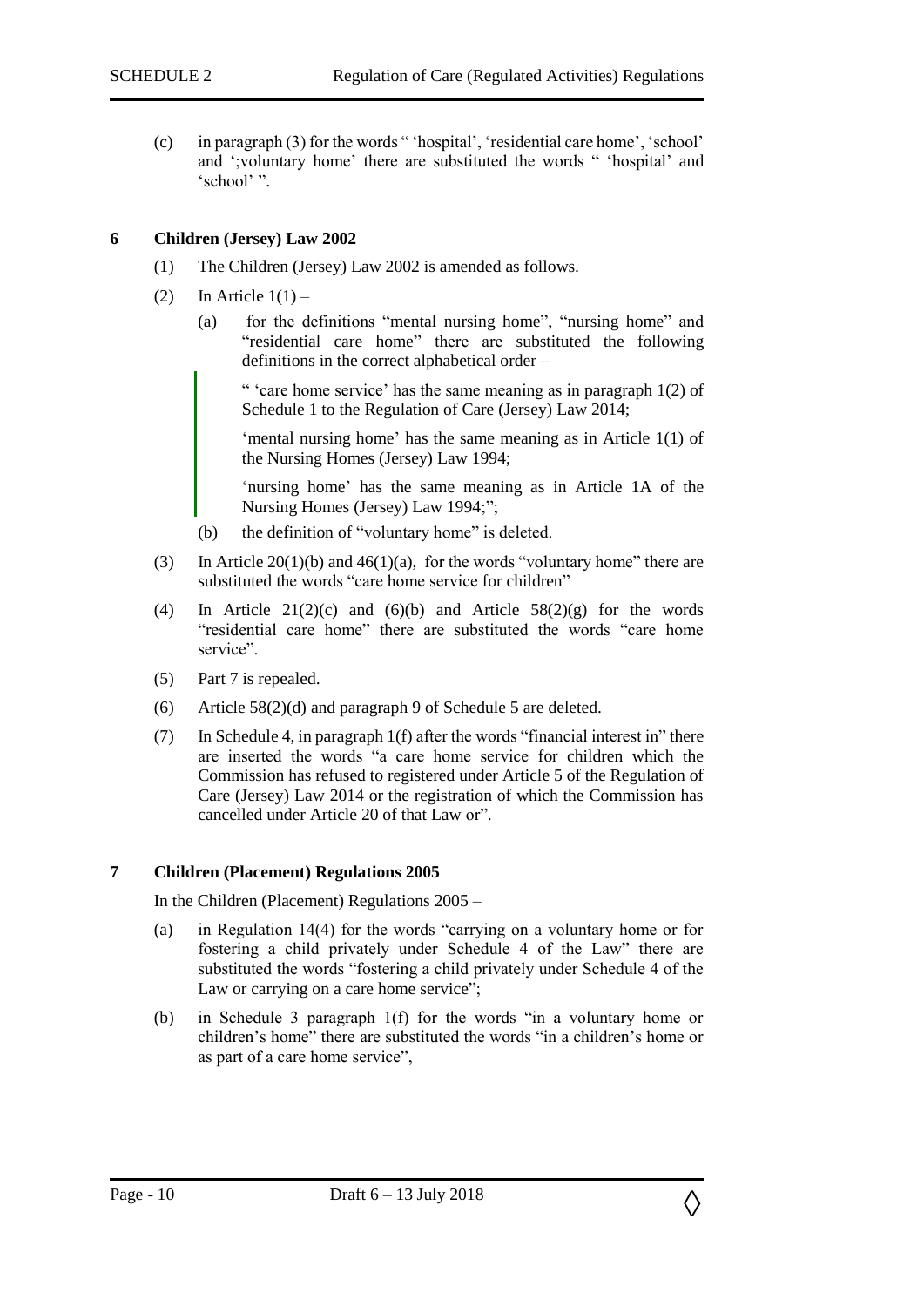(c) in paragraph (3) for the words " 'hospital', 'residential care home', 'school' and ';voluntary home' there are substituted the words " 'hospital' and 'school' ".

**6 Children (Jersey) Law 2002**

(1) The Children (Jersey) Law 2002 is amended as follows.

(2) In Article 1(1) –

(a) for the definitions "mental nursing home", "nursing home" and "residential care home" there are substituted the following definitions in the correct alphabetical order –

" 'care home service' has the same meaning as in paragraph 1(2) of Schedule 1 to the Regulation of Care (Jersey) Law 2014;

'mental nursing home' has the same meaning as in Article 1(1) of the Nursing Homes (Jersey) Law 1994;

'nursing home' has the same meaning as in Article 1A of the Nursing Homes (Jersey) Law 1994;";

(b) the definition of "voluntary home" is deleted.

(3) In Article 20(1)(b) and 46(1)(a), for the words "voluntary home" there are substituted the words "care home service for children"

(4) In Article 21(2)(c) and (6)(b) and Article 58(2)(g) for the words "residential care home" there are substituted the words "care home service".

(5) Part 7 is repealed.

(6) Article 58(2)(d) and paragraph 9 of Schedule 5 are deleted.

(7) In Schedule 4, in paragraph 1(f) after the words "financial interest in" there are inserted the words "a care home service for children which the Commission has refused to registered under Article 5 of the Regulation of Care (Jersey) Law 2014 or the registration of which the Commission has cancelled under Article 20 of that Law or".

**7 Children (Placement) Regulations 2005**

In the Children (Placement) Regulations 2005 –

(a) in Regulation 14(4) for the words "carrying on a voluntary home or for fostering a child privately under Schedule 4 of the Law" there are substituted the words "fostering a child privately under Schedule 4 of the Law or carrying on a care home service";

(b) in Schedule 3 paragraph 1(f) for the words "in a voluntary home or children's home" there are substituted the words "in a children's home or as part of a care home service",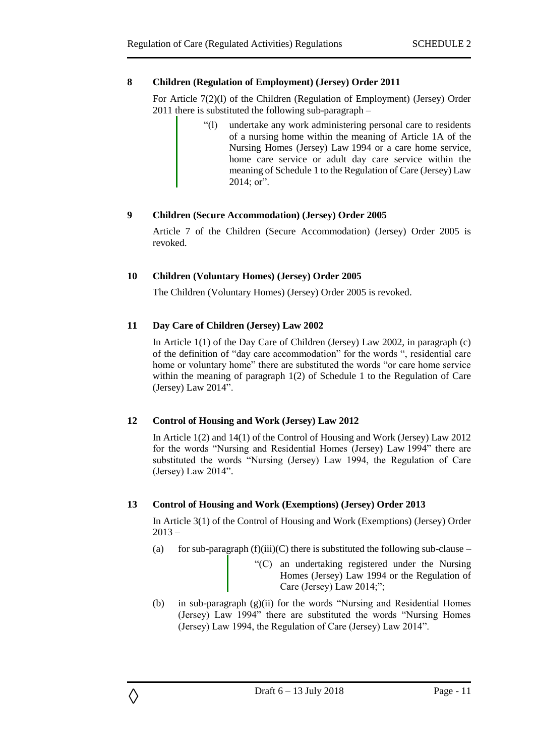## 8 Children (Regulation of Employment) (Jersey) Order 2011

For Article 7(2)(l) of the Children (Regulation of Employment) (Jersey) Order 2011 there is substituted the following sub-paragraph –

> "(l) undertake any work administering personal care to residents of a nursing home within the meaning of Article 1A of the Nursing Homes (Jersey) Law 1994 or a care home service, home care service or adult day care service within the meaning of Schedule 1 to the Regulation of Care (Jersey) Law 2014; or".

## 9 Children (Secure Accommodation) (Jersey) Order 2005

Article 7 of the Children (Secure Accommodation) (Jersey) Order 2005 is revoked.

## 10 Children (Voluntary Homes) (Jersey) Order 2005

The Children (Voluntary Homes) (Jersey) Order 2005 is revoked.

## 11 Day Care of Children (Jersey) Law 2002

In Article 1(1) of the Day Care of Children (Jersey) Law 2002, in paragraph (c) of the definition of "day care accommodation" for the words ", residential care home or voluntary home" there are substituted the words "or care home service within the meaning of paragraph 1(2) of Schedule 1 to the Regulation of Care (Jersey) Law 2014".

## 12 Control of Housing and Work (Jersey) Law 2012

In Article 1(2) and 14(1) of the Control of Housing and Work (Jersey) Law 2012 for the words "Nursing and Residential Homes (Jersey) Law 1994" there are substituted the words "Nursing (Jersey) Law 1994, the Regulation of Care (Jersey) Law 2014".

## 13 Control of Housing and Work (Exemptions) (Jersey) Order 2013

In Article 3(1) of the Control of Housing and Work (Exemptions) (Jersey) Order 2013 –

(a) for sub-paragraph (f)(iii)(C) there is substituted the following sub-clause –

> "(C) an undertaking registered under the Nursing Homes (Jersey) Law 1994 or the Regulation of Care (Jersey) Law 2014;";

(b) in sub-paragraph (g)(ii) for the words "Nursing and Residential Homes (Jersey) Law 1994" there are substituted the words "Nursing Homes (Jersey) Law 1994, the Regulation of Care (Jersey) Law 2014".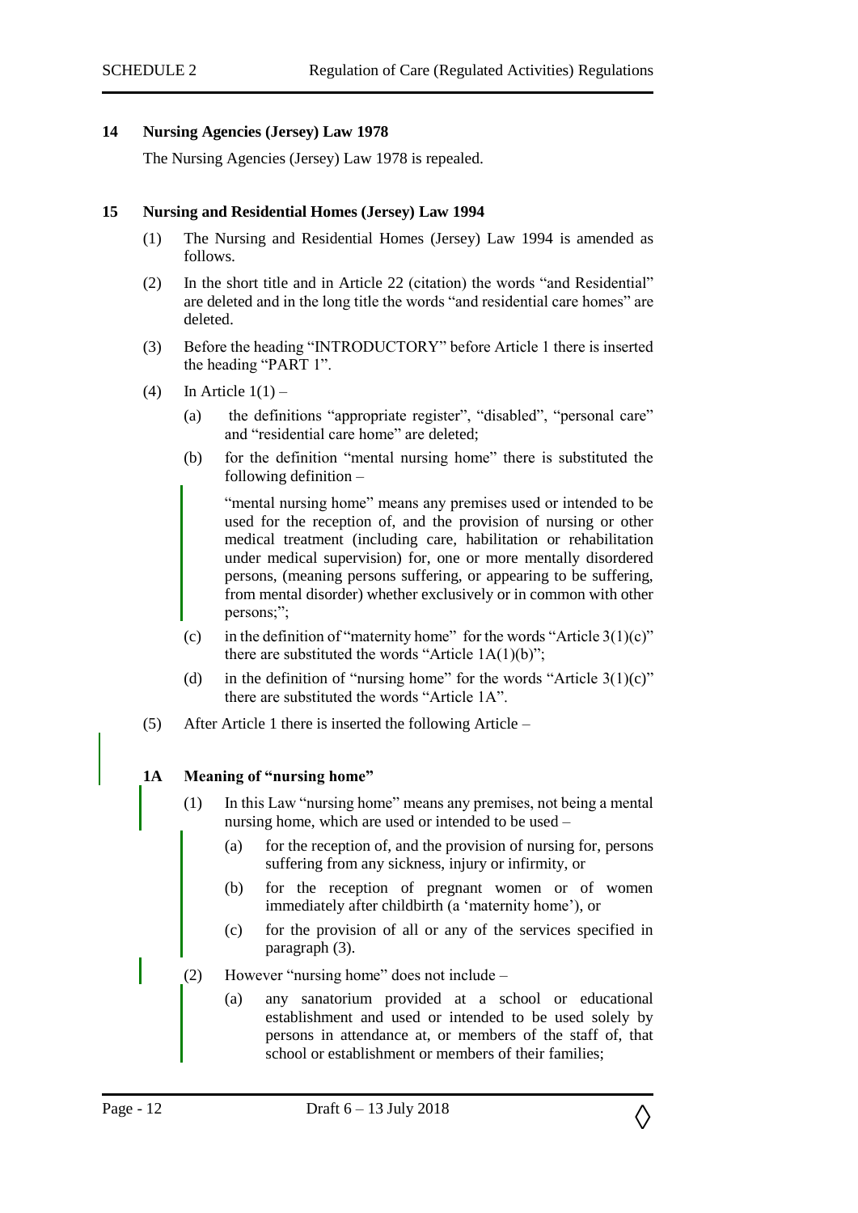## 14 Nursing Agencies (Jersey) Law 1978

The Nursing Agencies (Jersey) Law 1978 is repealed.

## 15 Nursing and Residential Homes (Jersey) Law 1994

(1) The Nursing and Residential Homes (Jersey) Law 1994 is amended as follows.

(2) In the short title and in Article 22 (citation) the words "and Residential" are deleted and in the long title the words "and residential care homes" are deleted.

(3) Before the heading "INTRODUCTORY" before Article 1 there is inserted the heading "PART 1".

(4) In Article 1(1) –

(a) the definitions "appropriate register", "disabled", "personal care" and "residential care home" are deleted;

(b) for the definition "mental nursing home" there is substituted the following definition –

> "mental nursing home" means any premises used or intended to be used for the reception of, and the provision of nursing or other medical treatment (including care, habilitation or rehabilitation under medical supervision) for, one or more mentally disordered persons, (meaning persons suffering, or appearing to be suffering, from mental disorder) whether exclusively or in common with other persons;";

(c) in the definition of "maternity home" for the words "Article 3(1)(c)" there are substituted the words "Article 1A(1)(b)";

(d) in the definition of "nursing home" for the words "Article 3(1)(c)" there are substituted the words "Article 1A".

(5) After Article 1 there is inserted the following Article –

> **1A Meaning of "nursing home"**
>
> (1) In this Law "nursing home" means any premises, not being a mental nursing home, which are used or intended to be used –
>
> (a) for the reception of, and the provision of nursing for, persons suffering from any sickness, injury or infirmity, or
>
> (b) for the reception of pregnant women or of women immediately after childbirth (a 'maternity home'), or
>
> (c) for the provision of all or any of the services specified in paragraph (3).
>
> (2) However "nursing home" does not include –
>
> (a) any sanatorium provided at a school or educational establishment and used or intended to be used solely by persons in attendance at, or members of the staff of, that school or establishment or members of their families;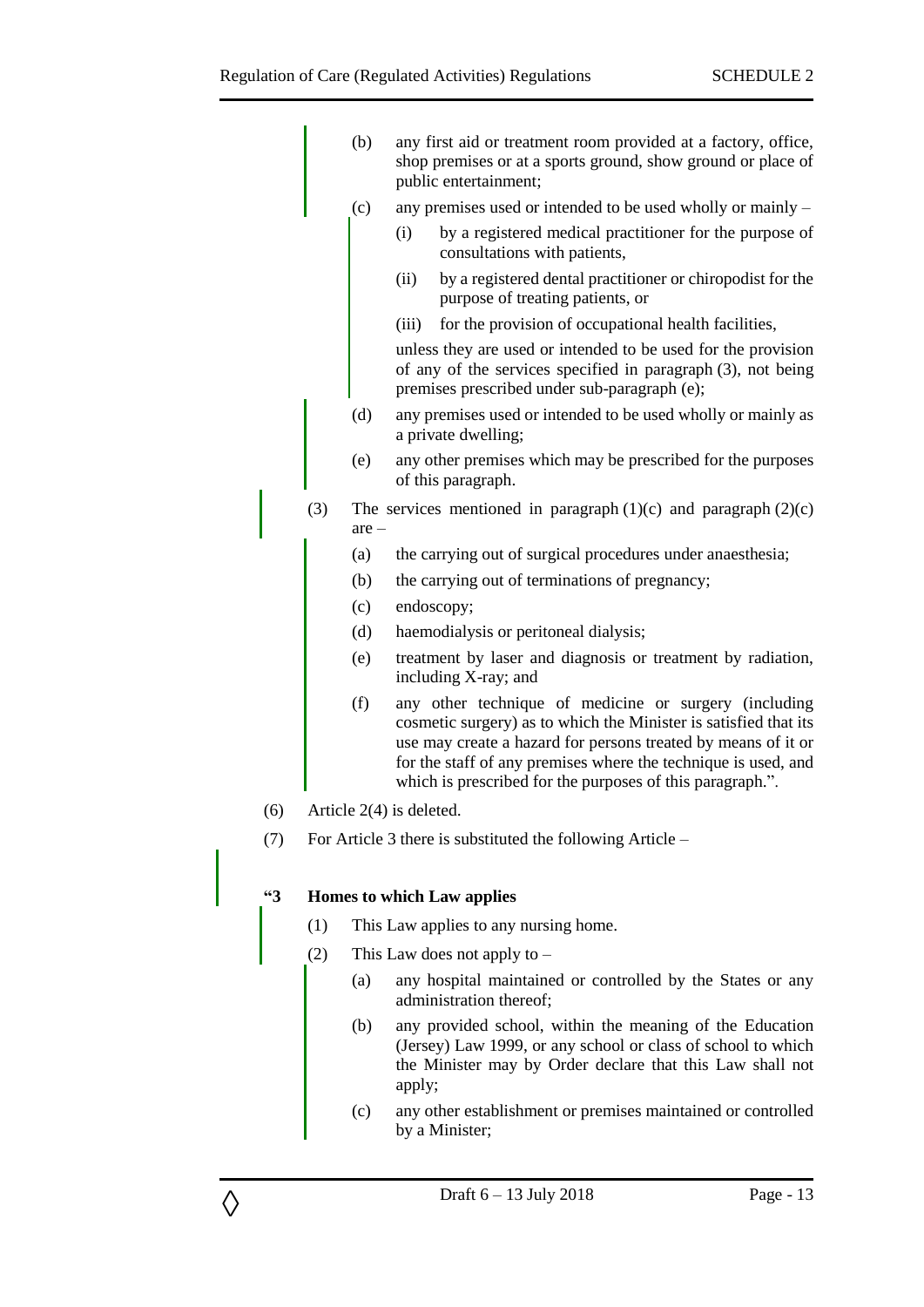(b) any first aid or treatment room provided at a factory, office, shop premises or at a sports ground, show ground or place of public entertainment;

(c) any premises used or intended to be used wholly or mainly –

(i) by a registered medical practitioner for the purpose of consultations with patients,

(ii) by a registered dental practitioner or chiropodist for the purpose of treating patients, or

(iii) for the provision of occupational health facilities,

unless they are used or intended to be used for the provision of any of the services specified in paragraph (3), not being premises prescribed under sub-paragraph (e);

(d) any premises used or intended to be used wholly or mainly as a private dwelling;

(e) any other premises which may be prescribed for the purposes of this paragraph.

(3) The services mentioned in paragraph (1)(c) and paragraph (2)(c) are –

(a) the carrying out of surgical procedures under anaesthesia;

(b) the carrying out of terminations of pregnancy;

(c) endoscopy;

(d) haemodialysis or peritoneal dialysis;

(e) treatment by laser and diagnosis or treatment by radiation, including X-ray; and

(f) any other technique of medicine or surgery (including cosmetic surgery) as to which the Minister is satisfied that its use may create a hazard for persons treated by means of it or for the staff of any premises where the technique is used, and which is prescribed for the purposes of this paragraph.".

(6) Article 2(4) is deleted.

(7) For Article 3 there is substituted the following Article –

**"3 Homes to which Law applies**

(1) This Law applies to any nursing home.

(2) This Law does not apply to –

(a) any hospital maintained or controlled by the States or any administration thereof;

(b) any provided school, within the meaning of the Education (Jersey) Law 1999, or any school or class of school to which the Minister may by Order declare that this Law shall not apply;

(c) any other establishment or premises maintained or controlled by a Minister;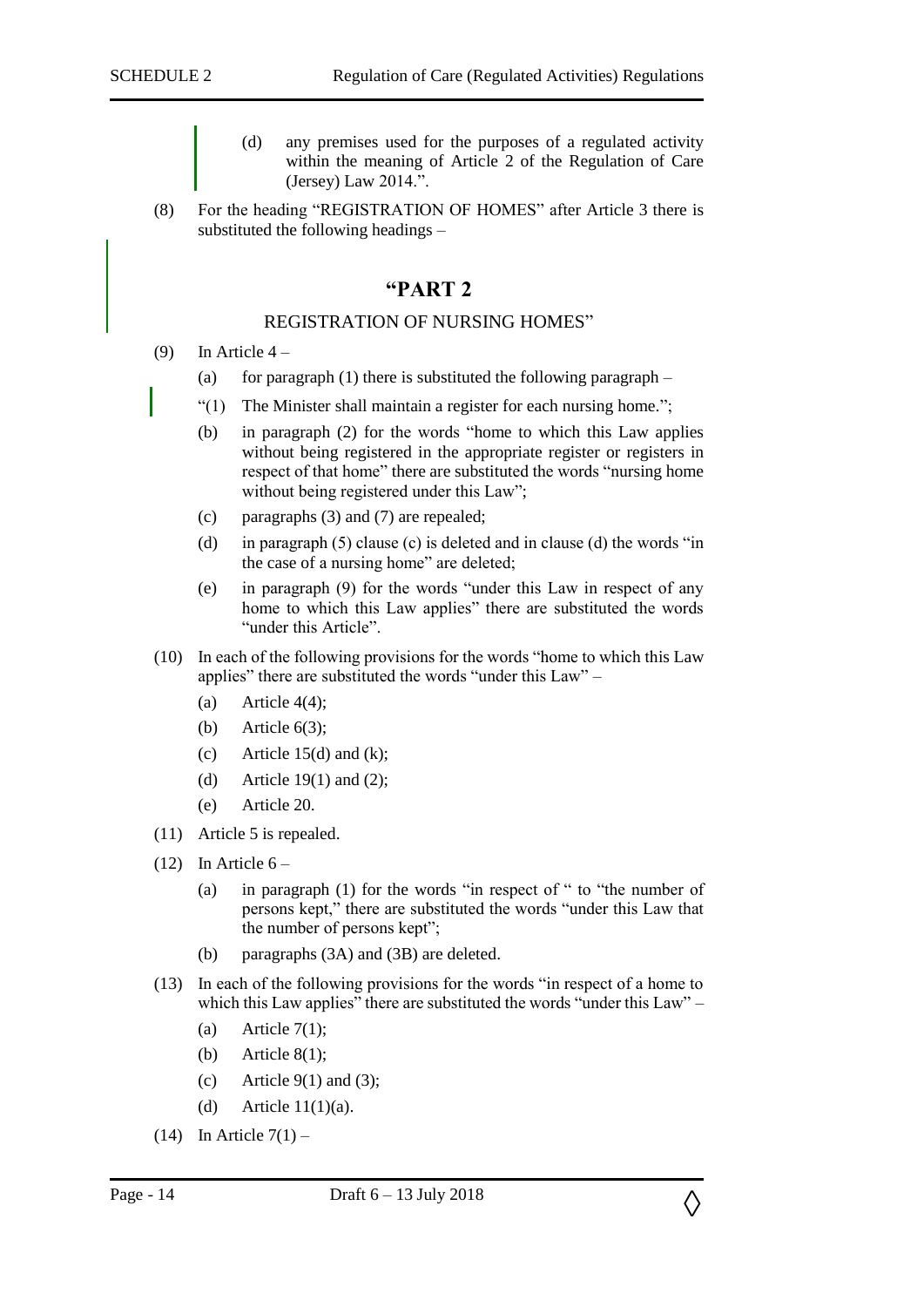(d) any premises used for the purposes of a regulated activity within the meaning of Article 2 of the Regulation of Care (Jersey) Law 2014.".

(8) For the heading "REGISTRATION OF HOMES" after Article 3 there is substituted the following headings –

## "PART 2

REGISTRATION OF NURSING HOMES"

(9) In Article 4 –

(a) for paragraph (1) there is substituted the following paragraph –

"(1) The Minister shall maintain a register for each nursing home.";

(b) in paragraph (2) for the words "home to which this Law applies without being registered in the appropriate register or registers in respect of that home" there are substituted the words "nursing home without being registered under this Law";

(c) paragraphs (3) and (7) are repealed;

(d) in paragraph (5) clause (c) is deleted and in clause (d) the words "in the case of a nursing home" are deleted;

(e) in paragraph (9) for the words "under this Law in respect of any home to which this Law applies" there are substituted the words "under this Article".

(10) In each of the following provisions for the words "home to which this Law applies" there are substituted the words "under this Law" –

(a) Article 4(4);

(b) Article 6(3);

(c) Article 15(d) and (k);

(d) Article 19(1) and (2);

(e) Article 20.

(11) Article 5 is repealed.

(12) In Article 6 –

(a) in paragraph (1) for the words "in respect of " to "the number of persons kept," there are substituted the words "under this Law that the number of persons kept";

(b) paragraphs (3A) and (3B) are deleted.

(13) In each of the following provisions for the words "in respect of a home to which this Law applies" there are substituted the words "under this Law" –

(a) Article 7(1);

(b) Article 8(1);

(c) Article 9(1) and (3);

(d) Article 11(1)(a).

(14) In Article 7(1) –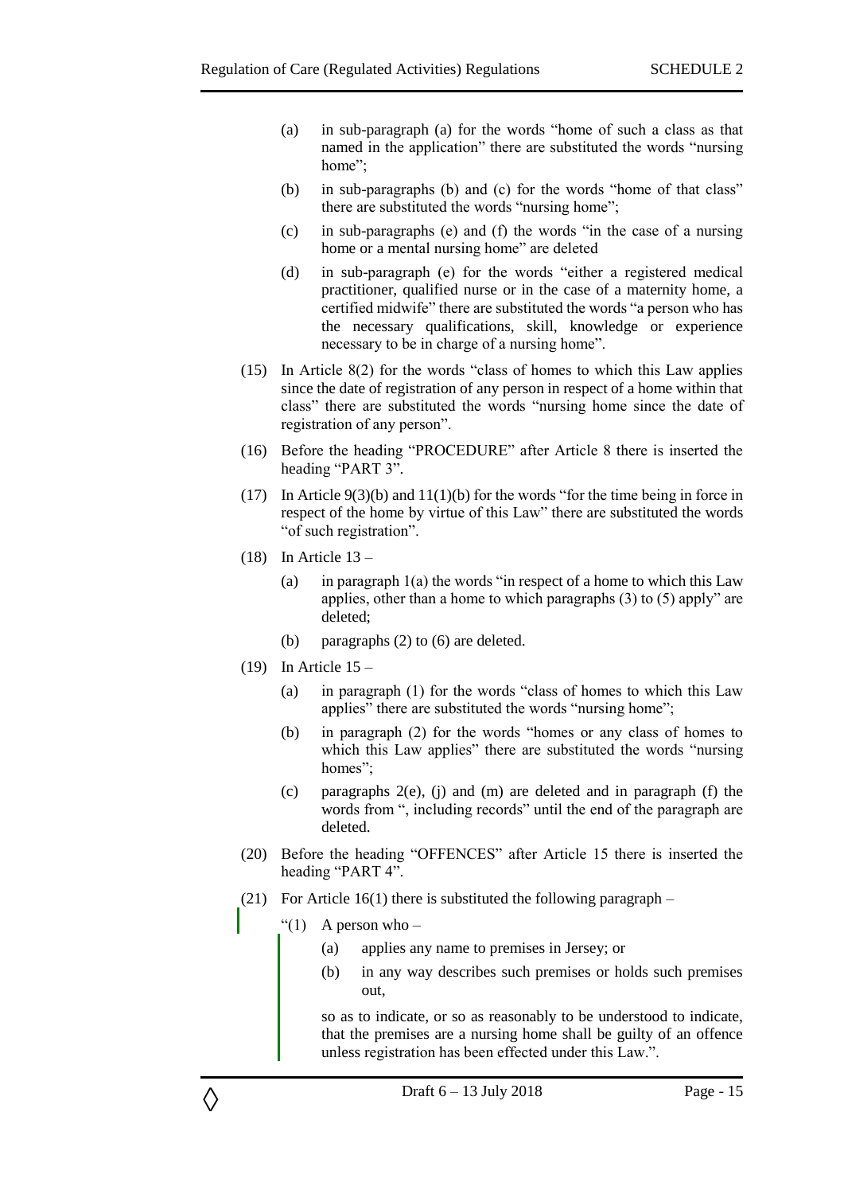(a) in sub-paragraph (a) for the words "home of such a class as that named in the application" there are substituted the words "nursing home";

(b) in sub-paragraphs (b) and (c) for the words "home of that class" there are substituted the words "nursing home";

(c) in sub-paragraphs (e) and (f) the words "in the case of a nursing home or a mental nursing home" are deleted

(d) in sub-paragraph (e) for the words "either a registered medical practitioner, qualified nurse or in the case of a maternity home, a certified midwife" there are substituted the words "a person who has the necessary qualifications, skill, knowledge or experience necessary to be in charge of a nursing home".

(15) In Article 8(2) for the words "class of homes to which this Law applies since the date of registration of any person in respect of a home within that class" there are substituted the words "nursing home since the date of registration of any person".

(16) Before the heading "PROCEDURE" after Article 8 there is inserted the heading "PART 3".

(17) In Article 9(3)(b) and 11(1)(b) for the words "for the time being in force in respect of the home by virtue of this Law" there are substituted the words "of such registration".

(18) In Article 13 –

(a) in paragraph 1(a) the words "in respect of a home to which this Law applies, other than a home to which paragraphs (3) to (5) apply" are deleted;

(b) paragraphs (2) to (6) are deleted.

(19) In Article 15 –

(a) in paragraph (1) for the words "class of homes to which this Law applies" there are substituted the words "nursing home";

(b) in paragraph (2) for the words "homes or any class of homes to which this Law applies" there are substituted the words "nursing homes";

(c) paragraphs 2(e), (j) and (m) are deleted and in paragraph (f) the words from ", including records" until the end of the paragraph are deleted.

(20) Before the heading "OFFENCES" after Article 15 there is inserted the heading "PART 4".

(21) For Article 16(1) there is substituted the following paragraph –

"(1) A person who –

(a) applies any name to premises in Jersey; or

(b) in any way describes such premises or holds such premises out,

so as to indicate, or so as reasonably to be understood to indicate, that the premises are a nursing home shall be guilty of an offence unless registration has been effected under this Law.".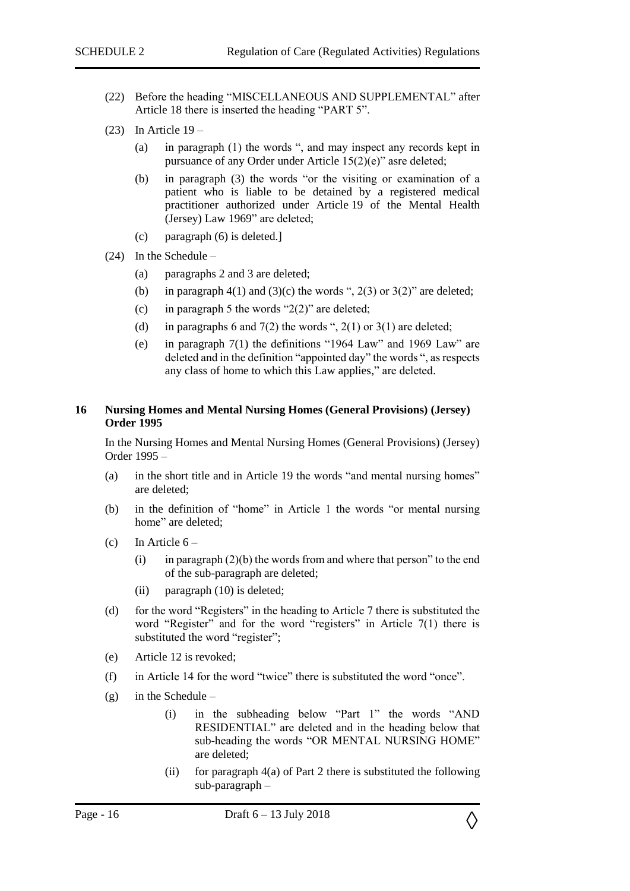(22) Before the heading "MISCELLANEOUS AND SUPPLEMENTAL" after Article 18 there is inserted the heading "PART 5".

(23) In Article 19 –

- (a) in paragraph (1) the words ", and may inspect any records kept in pursuance of any Order under Article 15(2)(e)" asre deleted;
- (b) in paragraph (3) the words "or the visiting or examination of a patient who is liable to be detained by a registered medical practitioner authorized under Article 19 of the Mental Health (Jersey) Law 1969" are deleted;
- (c) paragraph (6) is deleted.]

(24) In the Schedule –

- (a) paragraphs 2 and 3 are deleted;
- (b) in paragraph 4(1) and (3)(c) the words ", 2(3) or 3(2)" are deleted;
- (c) in paragraph 5 the words "2(2)" are deleted;
- (d) in paragraphs 6 and 7(2) the words ", 2(1) or 3(1) are deleted;
- (e) in paragraph 7(1) the definitions "1964 Law" and 1969 Law" are deleted and in the definition "appointed day" the words ", as respects any class of home to which this Law applies," are deleted.

**16 Nursing Homes and Mental Nursing Homes (General Provisions) (Jersey) Order 1995**

In the Nursing Homes and Mental Nursing Homes (General Provisions) (Jersey) Order 1995 –

- (a) in the short title and in Article 19 the words "and mental nursing homes" are deleted;
- (b) in the definition of "home" in Article 1 the words "or mental nursing home" are deleted;
- (c) In Article 6 –
  - (i) in paragraph (2)(b) the words from and where that person" to the end of the sub-paragraph are deleted;
  - (ii) paragraph (10) is deleted;
- (d) for the word "Registers" in the heading to Article 7 there is substituted the word "Register" and for the word "registers" in Article 7(1) there is substituted the word "register";
- (e) Article 12 is revoked;
- (f) in Article 14 for the word "twice" there is substituted the word "once".
- (g) in the Schedule –
  - (i) in the subheading below "Part 1" the words "AND RESIDENTIAL" are deleted and in the heading below that sub-heading the words "OR MENTAL NURSING HOME" are deleted;
  - (ii) for paragraph 4(a) of Part 2 there is substituted the following sub-paragraph –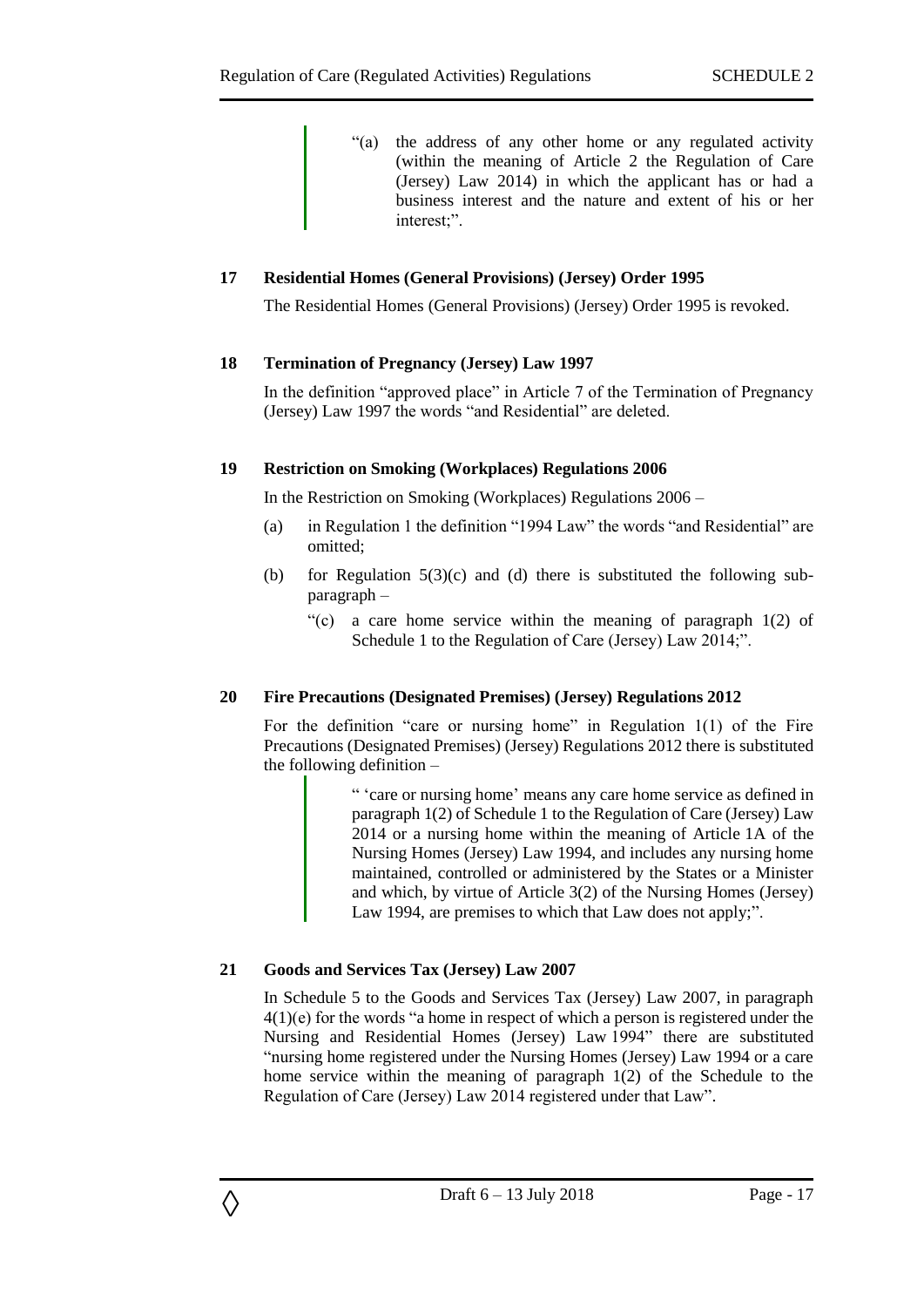> "(a) the address of any other home or any regulated activity (within the meaning of Article 2 the Regulation of Care (Jersey) Law 2014) in which the applicant has or had a business interest and the nature and extent of his or her interest;".

### 17 Residential Homes (General Provisions) (Jersey) Order 1995

The Residential Homes (General Provisions) (Jersey) Order 1995 is revoked.

### 18 Termination of Pregnancy (Jersey) Law 1997

In the definition "approved place" in Article 7 of the Termination of Pregnancy (Jersey) Law 1997 the words "and Residential" are deleted.

### 19 Restriction on Smoking (Workplaces) Regulations 2006

In the Restriction on Smoking (Workplaces) Regulations 2006 –

(a) in Regulation 1 the definition "1994 Law" the words "and Residential" are omitted;

(b) for Regulation 5(3)(c) and (d) there is substituted the following sub-paragraph –

"(c) a care home service within the meaning of paragraph 1(2) of Schedule 1 to the Regulation of Care (Jersey) Law 2014;".

### 20 Fire Precautions (Designated Premises) (Jersey) Regulations 2012

For the definition "care or nursing home" in Regulation 1(1) of the Fire Precautions (Designated Premises) (Jersey) Regulations 2012 there is substituted the following definition –

> " 'care or nursing home' means any care home service as defined in paragraph 1(2) of Schedule 1 to the Regulation of Care (Jersey) Law 2014 or a nursing home within the meaning of Article 1A of the Nursing Homes (Jersey) Law 1994, and includes any nursing home maintained, controlled or administered by the States or a Minister and which, by virtue of Article 3(2) of the Nursing Homes (Jersey) Law 1994, are premises to which that Law does not apply;".

### 21 Goods and Services Tax (Jersey) Law 2007

In Schedule 5 to the Goods and Services Tax (Jersey) Law 2007, in paragraph 4(1)(e) for the words "a home in respect of which a person is registered under the Nursing and Residential Homes (Jersey) Law 1994" there are substituted "nursing home registered under the Nursing Homes (Jersey) Law 1994 or a care home service within the meaning of paragraph 1(2) of the Schedule to the Regulation of Care (Jersey) Law 2014 registered under that Law".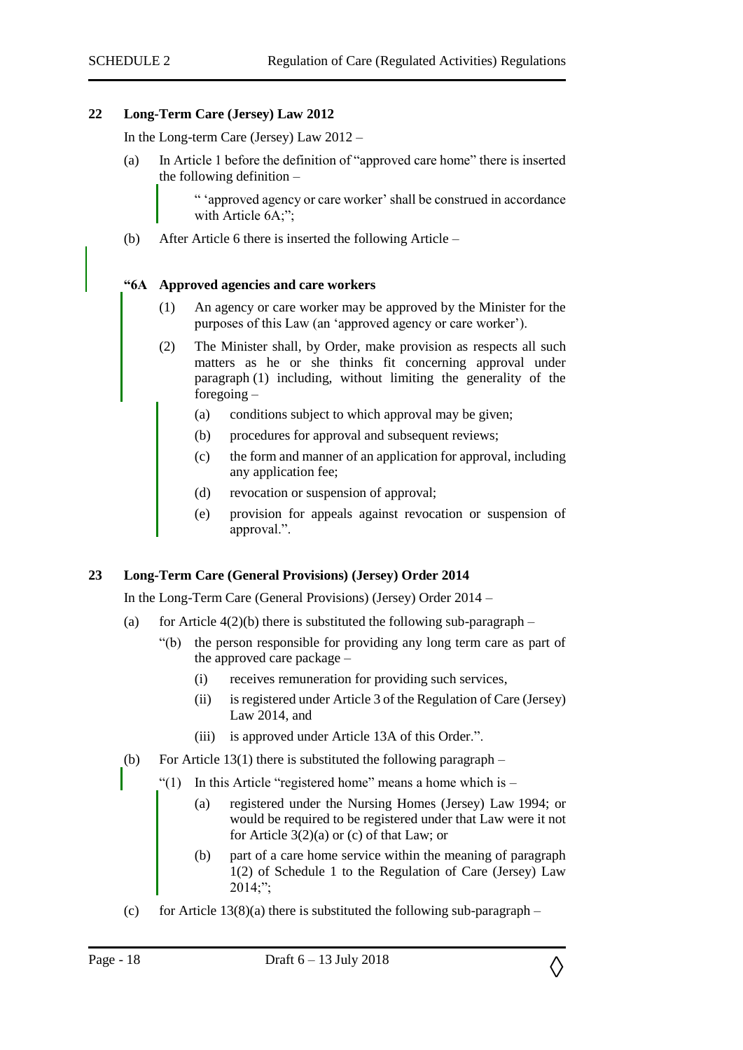### 22 Long-Term Care (Jersey) Law 2012

In the Long-term Care (Jersey) Law 2012 –

(a) In Article 1 before the definition of "approved care home" there is inserted the following definition –

> " 'approved agency or care worker' shall be construed in accordance with Article 6A;";

(b) After Article 6 there is inserted the following Article –

> **"6A Approved agencies and care workers**
>
> (1) An agency or care worker may be approved by the Minister for the purposes of this Law (an 'approved agency or care worker').
>
> (2) The Minister shall, by Order, make provision as respects all such matters as he or she thinks fit concerning approval under paragraph (1) including, without limiting the generality of the foregoing –
>
> (a) conditions subject to which approval may be given;
>
> (b) procedures for approval and subsequent reviews;
>
> (c) the form and manner of an application for approval, including any application fee;
>
> (d) revocation or suspension of approval;
>
> (e) provision for appeals against revocation or suspension of approval.".

### 23 Long-Term Care (General Provisions) (Jersey) Order 2014

In the Long-Term Care (General Provisions) (Jersey) Order 2014 –

(a) for Article 4(2)(b) there is substituted the following sub-paragraph –

> "(b) the person responsible for providing any long term care as part of the approved care package –
>
> (i) receives remuneration for providing such services,
>
> (ii) is registered under Article 3 of the Regulation of Care (Jersey) Law 2014, and
>
> (iii) is approved under Article 13A of this Order.".

(b) For Article 13(1) there is substituted the following paragraph –

> "(1) In this Article "registered home" means a home which is –
>
> (a) registered under the Nursing Homes (Jersey) Law 1994; or would be required to be registered under that Law were it not for Article 3(2)(a) or (c) of that Law; or
>
> (b) part of a care home service within the meaning of paragraph 1(2) of Schedule 1 to the Regulation of Care (Jersey) Law 2014;";

(c) for Article 13(8)(a) there is substituted the following sub-paragraph –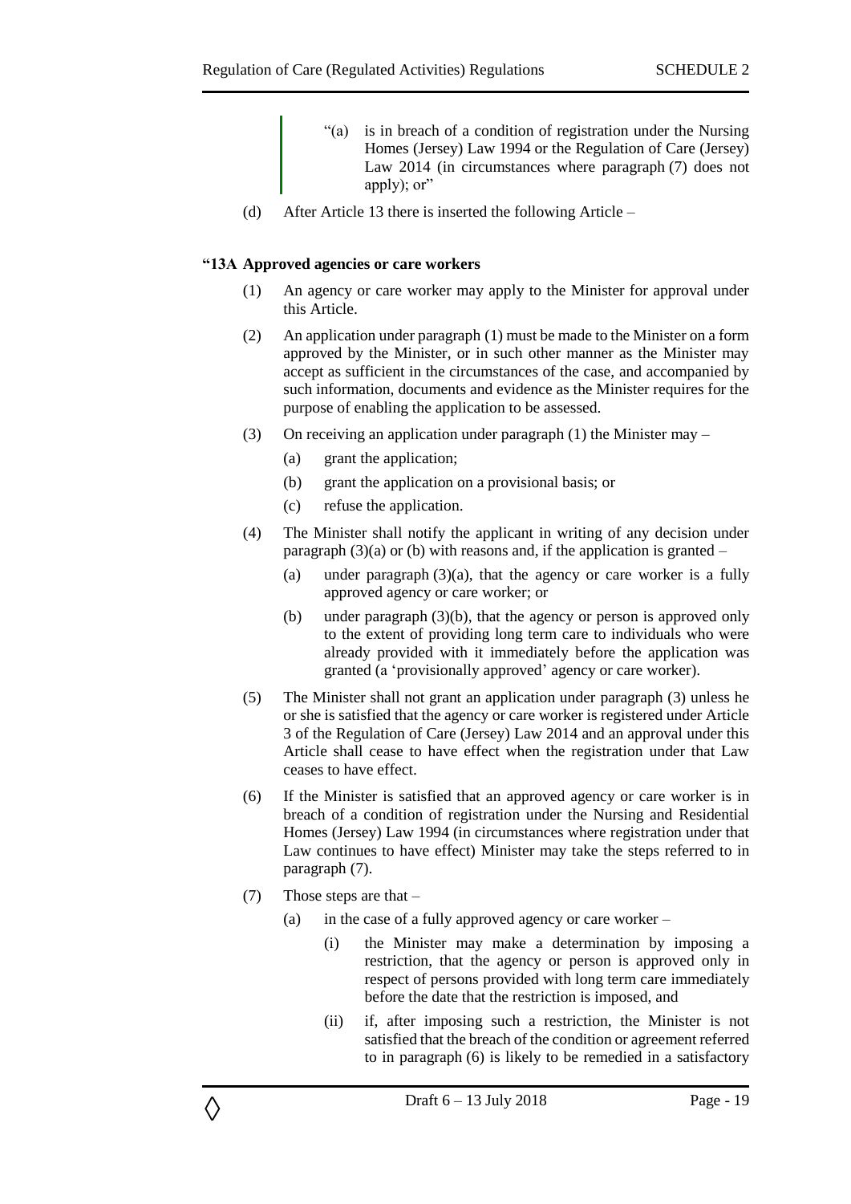"(a) is in breach of a condition of registration under the Nursing Homes (Jersey) Law 1994 or the Regulation of Care (Jersey) Law 2014 (in circumstances where paragraph (7) does not apply); or"

(d) After Article 13 there is inserted the following Article –

**"13A Approved agencies or care workers**

(1) An agency or care worker may apply to the Minister for approval under this Article.

(2) An application under paragraph (1) must be made to the Minister on a form approved by the Minister, or in such other manner as the Minister may accept as sufficient in the circumstances of the case, and accompanied by such information, documents and evidence as the Minister requires for the purpose of enabling the application to be assessed.

(3) On receiving an application under paragraph (1) the Minister may –

(a) grant the application;

(b) grant the application on a provisional basis; or

(c) refuse the application.

(4) The Minister shall notify the applicant in writing of any decision under paragraph (3)(a) or (b) with reasons and, if the application is granted –

(a) under paragraph (3)(a), that the agency or care worker is a fully approved agency or care worker; or

(b) under paragraph (3)(b), that the agency or person is approved only to the extent of providing long term care to individuals who were already provided with it immediately before the application was granted (a 'provisionally approved' agency or care worker).

(5) The Minister shall not grant an application under paragraph (3) unless he or she is satisfied that the agency or care worker is registered under Article 3 of the Regulation of Care (Jersey) Law 2014 and an approval under this Article shall cease to have effect when the registration under that Law ceases to have effect.

(6) If the Minister is satisfied that an approved agency or care worker is in breach of a condition of registration under the Nursing and Residential Homes (Jersey) Law 1994 (in circumstances where registration under that Law continues to have effect) Minister may take the steps referred to in paragraph (7).

(7) Those steps are that –

(a) in the case of a fully approved agency or care worker –

(i) the Minister may make a determination by imposing a restriction, that the agency or person is approved only in respect of persons provided with long term care immediately before the date that the restriction is imposed, and

(ii) if, after imposing such a restriction, the Minister is not satisfied that the breach of the condition or agreement referred to in paragraph (6) is likely to be remedied in a satisfactory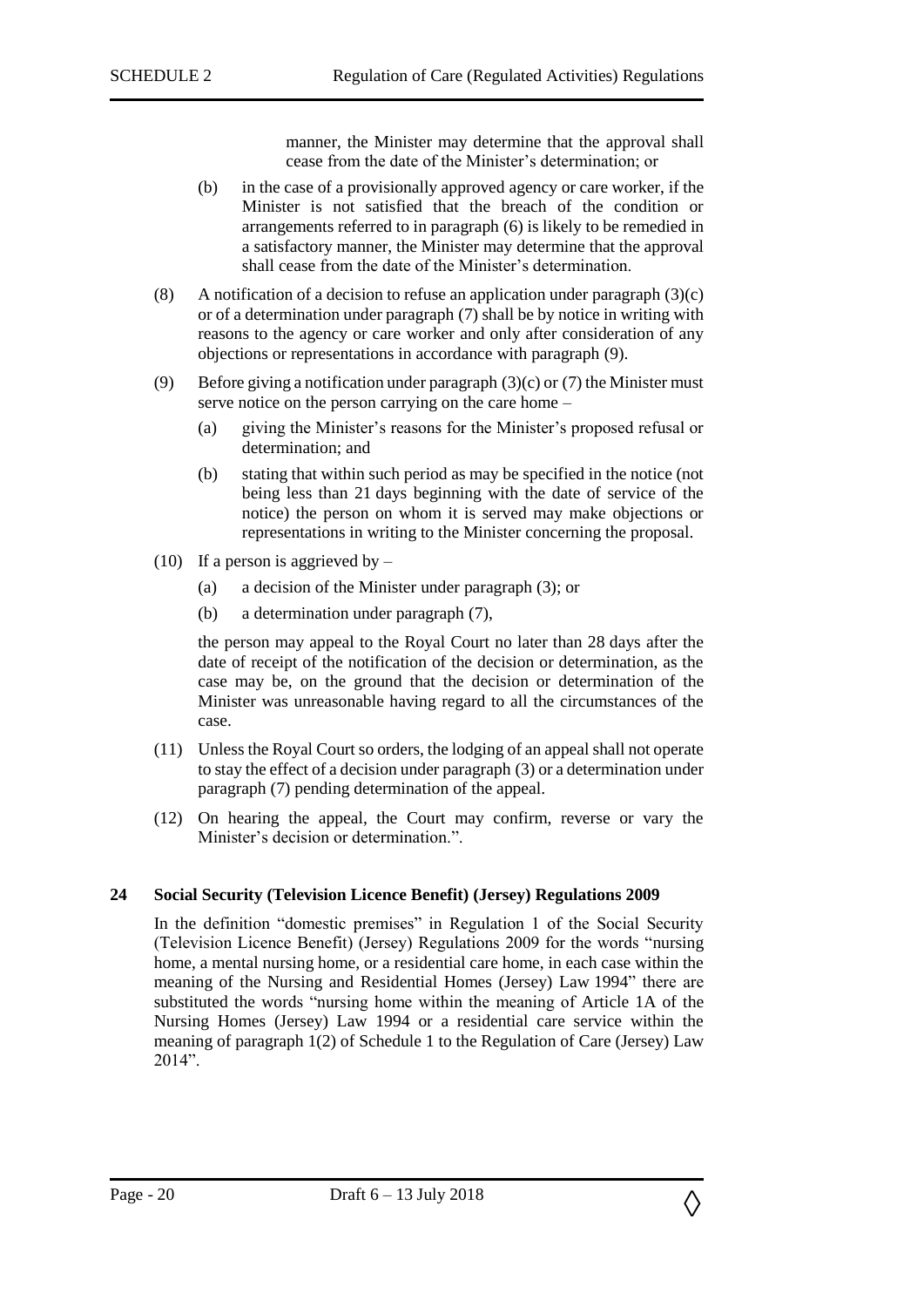manner, the Minister may determine that the approval shall cease from the date of the Minister's determination; or

(b) in the case of a provisionally approved agency or care worker, if the Minister is not satisfied that the breach of the condition or arrangements referred to in paragraph (6) is likely to be remedied in a satisfactory manner, the Minister may determine that the approval shall cease from the date of the Minister's determination.

(8) A notification of a decision to refuse an application under paragraph (3)(c) or of a determination under paragraph (7) shall be by notice in writing with reasons to the agency or care worker and only after consideration of any objections or representations in accordance with paragraph (9).

(9) Before giving a notification under paragraph (3)(c) or (7) the Minister must serve notice on the person carrying on the care home –

(a) giving the Minister's reasons for the Minister's proposed refusal or determination; and

(b) stating that within such period as may be specified in the notice (not being less than 21 days beginning with the date of service of the notice) the person on whom it is served may make objections or representations in writing to the Minister concerning the proposal.

(10) If a person is aggrieved by –

(a) a decision of the Minister under paragraph (3); or

(b) a determination under paragraph (7),

the person may appeal to the Royal Court no later than 28 days after the date of receipt of the notification of the decision or determination, as the case may be, on the ground that the decision or determination of the Minister was unreasonable having regard to all the circumstances of the case.

(11) Unless the Royal Court so orders, the lodging of an appeal shall not operate to stay the effect of a decision under paragraph (3) or a determination under paragraph (7) pending determination of the appeal.

(12) On hearing the appeal, the Court may confirm, reverse or vary the Minister's decision or determination.".

**24 Social Security (Television Licence Benefit) (Jersey) Regulations 2009**

In the definition "domestic premises" in Regulation 1 of the Social Security (Television Licence Benefit) (Jersey) Regulations 2009 for the words "nursing home, a mental nursing home, or a residential care home, in each case within the meaning of the Nursing and Residential Homes (Jersey) Law 1994" there are substituted the words "nursing home within the meaning of Article 1A of the Nursing Homes (Jersey) Law 1994 or a residential care service within the meaning of paragraph 1(2) of Schedule 1 to the Regulation of Care (Jersey) Law 2014".